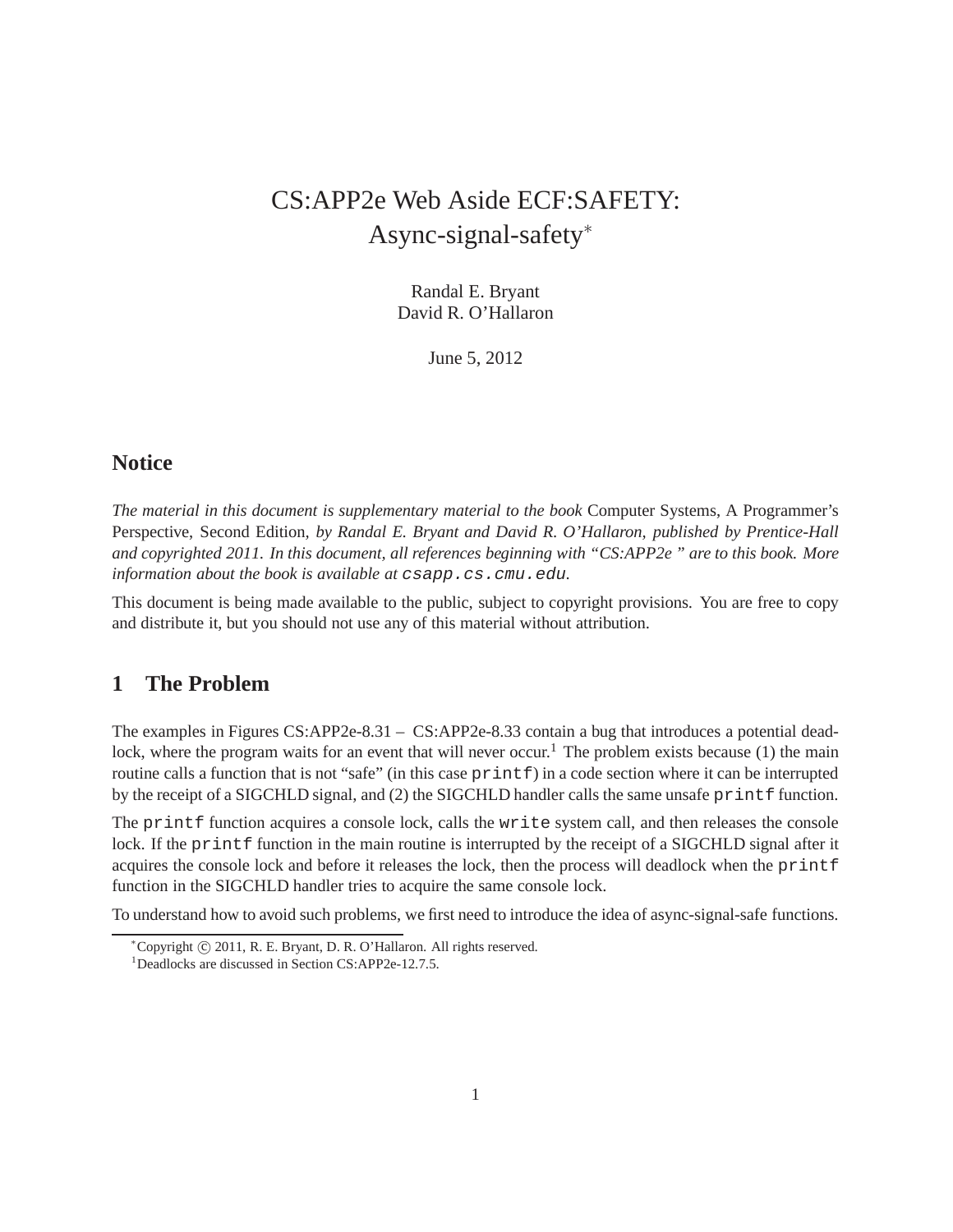# CS:APP2e Web Aside ECF:SAFETY: Async-signal-safety[*]

Randal E. Bryant
David R. O'Hallaron

June 5, 2012

## Notice

*The material in this document is supplementary material to the book* Computer Systems, A Programmer's Perspective, Second Edition*, by Randal E. Bryant and David R. O'Hallaron, published by Prentice-Hall and copyrighted 2011. In this document, all references beginning with "CS:APP2e " are to this book. More information about the book is available at* `csapp.cs.cmu.edu`*.*

This document is being made available to the public, subject to copyright provisions. You are free to copy and distribute it, but you should not use any of this material without attribution.

## 1 The Problem

The examples in Figures CS:APP2e-8.31 – CS:APP2e-8.33 contain a bug that introduces a potential deadlock, where the program waits for an event that will never occur.[1] The problem exists because (1) the main routine calls a function that is not "safe" (in this case `printf`) in a code section where it can be interrupted by the receipt of a SIGCHLD signal, and (2) the SIGCHLD handler calls the same unsafe `printf` function.

The `printf` function acquires a console lock, calls the `write` system call, and then releases the console lock. If the `printf` function in the main routine is interrupted by the receipt of a SIGCHLD signal after it acquires the console lock and before it releases the lock, then the process will deadlock when the `printf` function in the SIGCHLD handler tries to acquire the same console lock.

To understand how to avoid such problems, we first need to introduce the idea of async-signal-safe functions.

---

[*] Copyright © 2011, R. E. Bryant, D. R. O'Hallaron. All rights reserved.

[1] Deadlocks are discussed in Section CS:APP2e-12.7.5.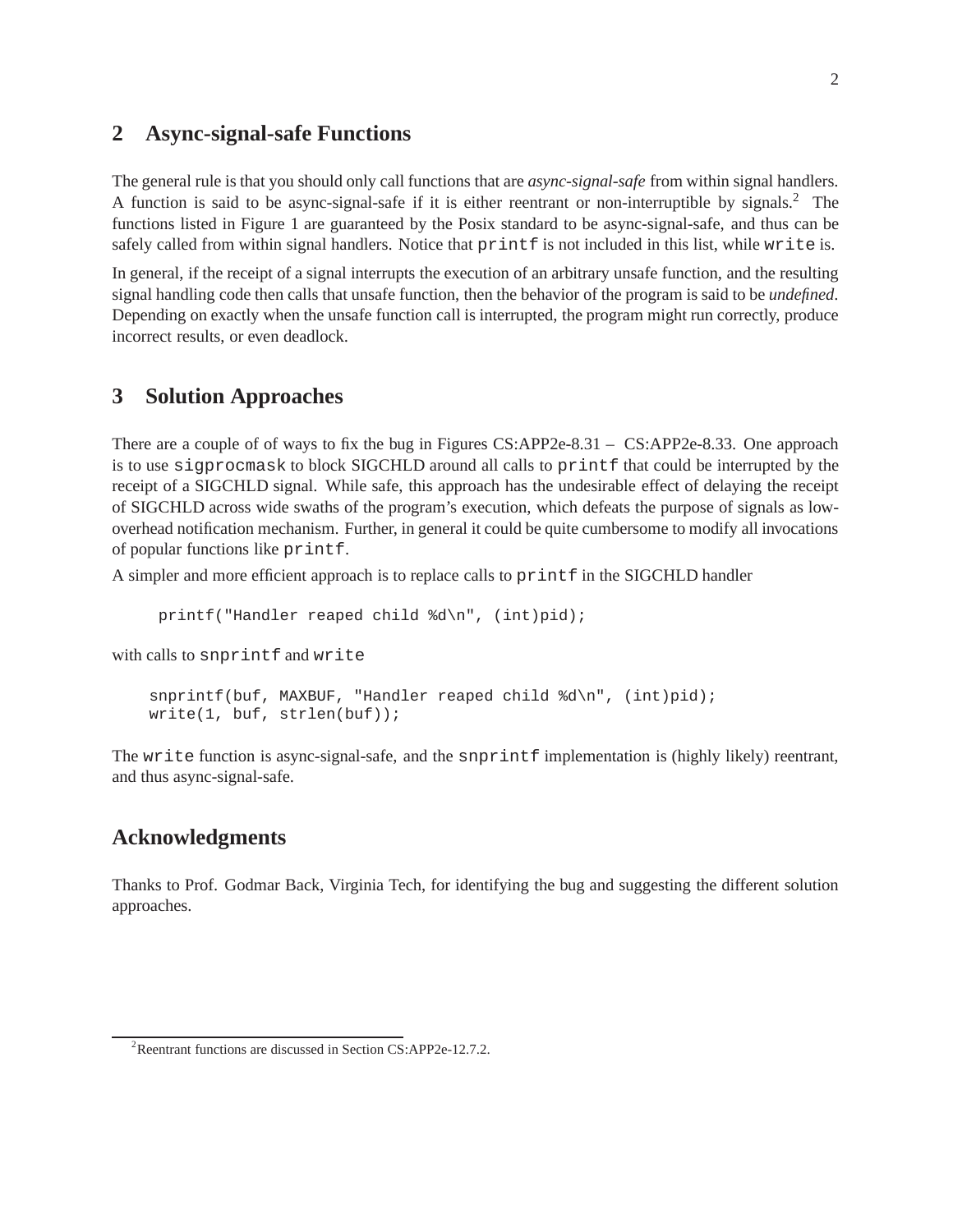## 2 Async-signal-safe Functions

The general rule is that you should only call functions that are *async-signal-safe* from within signal handlers. A function is said to be async-signal-safe if it is either reentrant or non-interruptible by signals.[2] The functions listed in Figure 1 are guaranteed by the Posix standard to be async-signal-safe, and thus can be safely called from within signal handlers. Notice that `printf` is not included in this list, while `write` is.

In general, if the receipt of a signal interrupts the execution of an arbitrary unsafe function, and the resulting signal handling code then calls that unsafe function, then the behavior of the program is said to be *undefined*. Depending on exactly when the unsafe function call is interrupted, the program might run correctly, produce incorrect results, or even deadlock.

## 3 Solution Approaches

There are a couple of of ways to fix the bug in Figures CS:APP2e-8.31 – CS:APP2e-8.33. One approach is to use `sigprocmask` to block SIGCHLD around all calls to `printf` that could be interrupted by the receipt of a SIGCHLD signal. While safe, this approach has the undesirable effect of delaying the receipt of SIGCHLD across wide swaths of the program's execution, which defeats the purpose of signals as low-overhead notification mechanism. Further, in general it could be quite cumbersome to modify all invocations of popular functions like `printf`.

A simpler and more efficient approach is to replace calls to `printf` in the SIGCHLD handler

```
printf("Handler reaped child %d\n", (int)pid);
```

with calls to `snprintf` and `write`

```
snprintf(buf, MAXBUF, "Handler reaped child %d\n", (int)pid);
write(1, buf, strlen(buf));
```

The `write` function is async-signal-safe, and the `snprintf` implementation is (highly likely) reentrant, and thus async-signal-safe.

## Acknowledgments

Thanks to Prof. Godmar Back, Virginia Tech, for identifying the bug and suggesting the different solution approaches.

---

[2] Reentrant functions are discussed in Section CS:APP2e-12.7.2.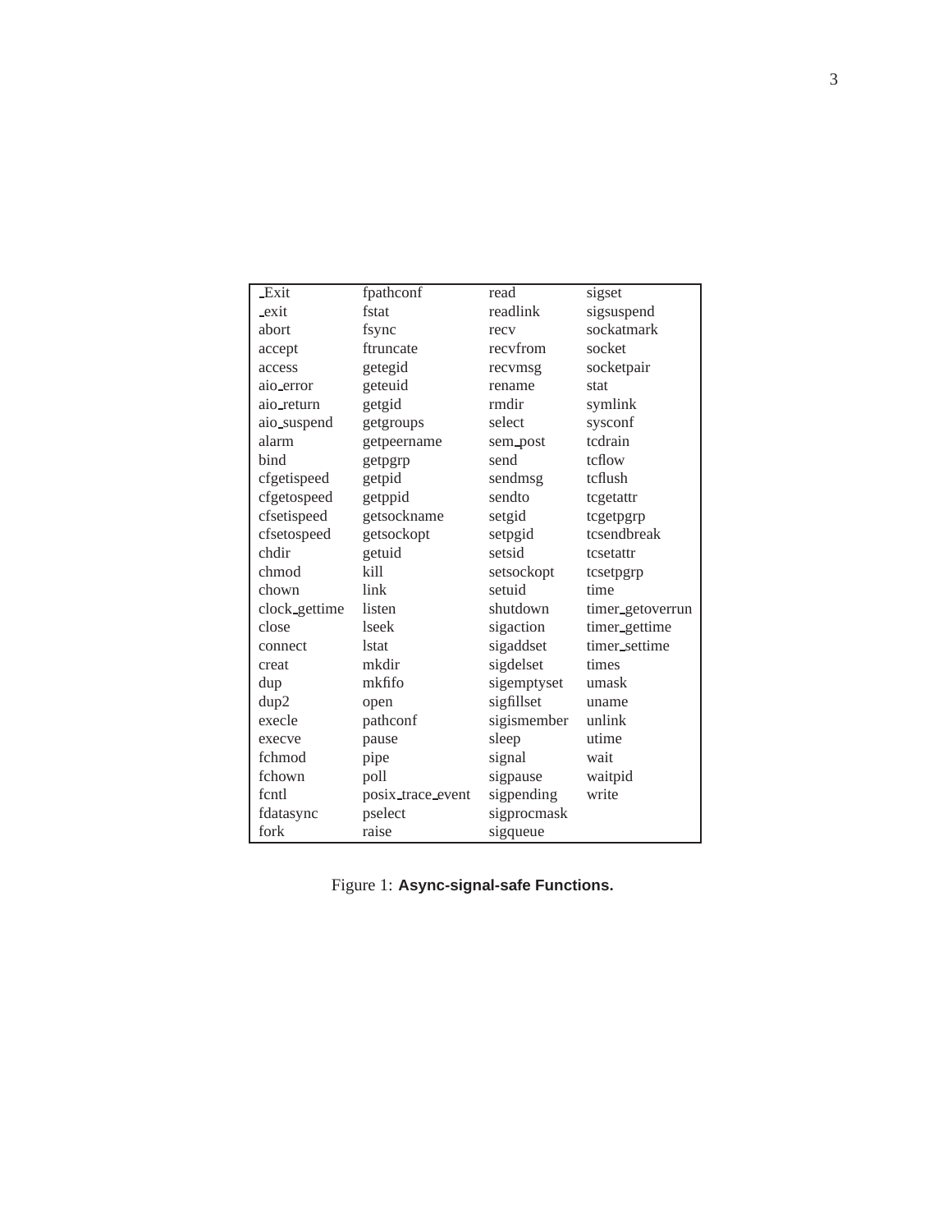| | | | |
|---|---|---|---|
| _Exit | fpathconf | read | sigset |
| _exit | fstat | readlink | sigsuspend |
| abort | fsync | recv | sockatmark |
| accept | ftruncate | recvfrom | socket |
| access | getegid | recvmsg | socketpair |
| aio_error | geteuid | rename | stat |
| aio_return | getgid | rmdir | symlink |
| aio_suspend | getgroups | select | sysconf |
| alarm | getpeername | sem_post | tcdrain |
| bind | getpgrp | send | tcflow |
| cfgetispeed | getpid | sendmsg | tcflush |
| cfgetospeed | getppid | sendto | tcgetattr |
| cfsetispeed | getsockname | setgid | tcgetpgrp |
| cfsetospeed | getsockopt | setpgid | tcsendbreak |
| chdir | getuid | setsid | tcsetattr |
| chmod | kill | setsockopt | tcsetpgrp |
| chown | link | setuid | time |
| clock_gettime | listen | shutdown | timer_getoverrun |
| close | lseek | sigaction | timer_gettime |
| connect | lstat | sigaddset | timer_settime |
| creat | mkdir | sigdelset | times |
| dup | mkfifo | sigemptyset | umask |
| dup2 | open | sigfillset | uname |
| execle | pathconf | sigismember | unlink |
| execve | pause | sleep | utime |
| fchmod | pipe | signal | wait |
| fchown | poll | sigpause | waitpid |
| fcntl | posix_trace_event | sigpending | write |
| fdatasync | pselect | sigprocmask | |
| fork | raise | sigqueue | |

Figure 1: **Async-signal-safe Functions.**